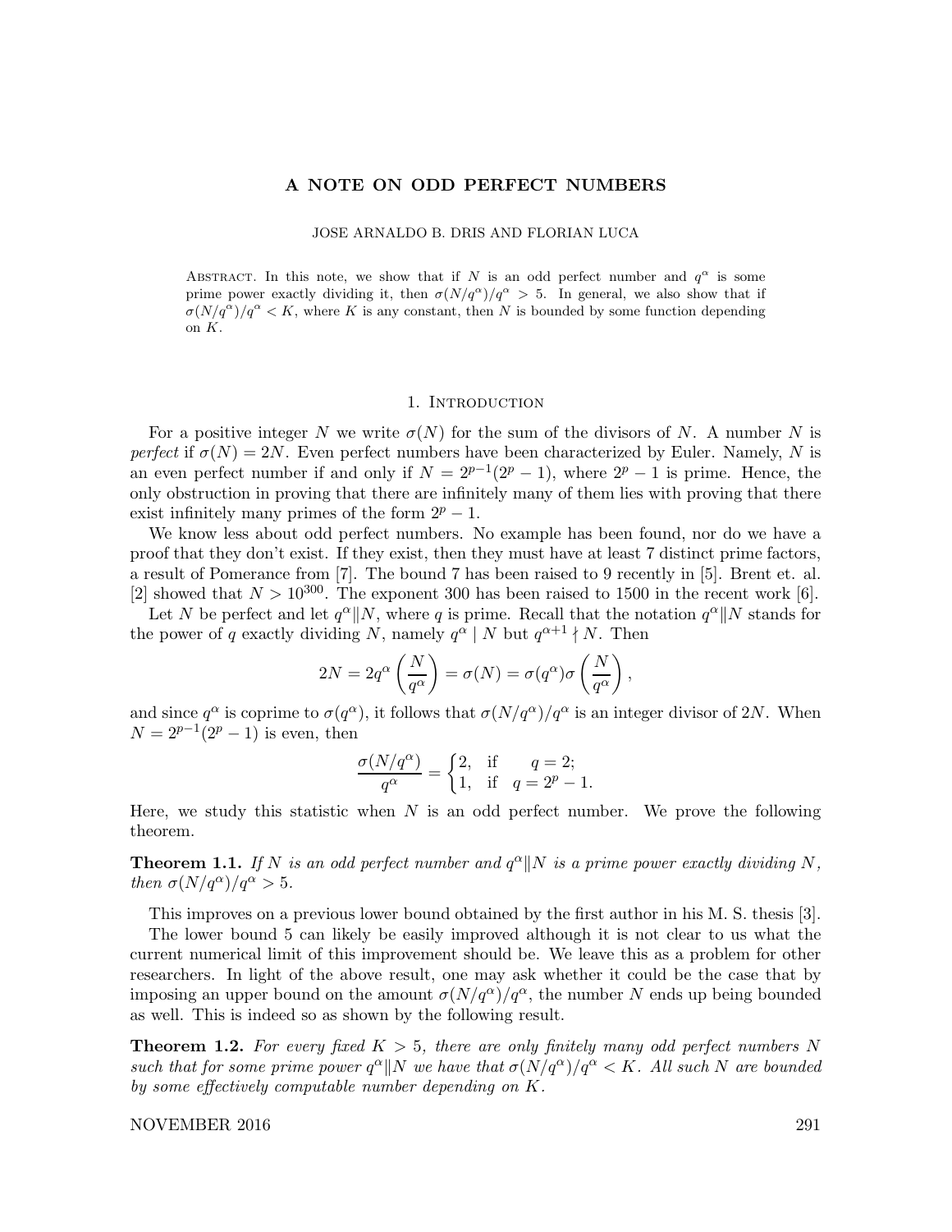# A NOTE ON ODD PERFECT NUMBERS

JOSE ARNALDO B. DRIS AND FLORIAN LUCA

Abstract. In this note, we show that if $N$ is an odd perfect number and $q^\alpha$ is some prime power exactly dividing it, then $\sigma(N/q^\alpha)/q^\alpha > 5$. In general, we also show that if $\sigma(N/q^\alpha)/q^\alpha < K$, where $K$ is any constant, then $N$ is bounded by some function depending on $K$.

## 1. Introduction

For a positive integer $N$ we write $\sigma(N)$ for the sum of the divisors of $N$. A number $N$ is *perfect* if $\sigma(N) = 2N$. Even perfect numbers have been characterized by Euler. Namely, $N$ is an even perfect number if and only if $N = 2^{p-1}(2^p - 1)$, where $2^p - 1$ is prime. Hence, the only obstruction in proving that there are infinitely many of them lies with proving that there exist infinitely many primes of the form $2^p - 1$.

We know less about odd perfect numbers. No example has been found, nor do we have a proof that they don't exist. If they exist, then they must have at least 7 distinct prime factors, a result of Pomerance from [7]. The bound 7 has been raised to 9 recently in [5]. Brent et. al. [2] showed that $N > 10^{300}$. The exponent 300 has been raised to 1500 in the recent work [6].

Let $N$ be perfect and let $q^\alpha \| N$, where $q$ is prime. Recall that the notation $q^\alpha \| N$ stands for the power of $q$ exactly dividing $N$, namely $q^\alpha \mid N$ but $q^{\alpha+1} \nmid N$. Then

$$2N = 2q^\alpha \left(\frac{N}{q^\alpha}\right) = \sigma(N) = \sigma(q^\alpha)\sigma\left(\frac{N}{q^\alpha}\right),$$

and since $q^\alpha$ is coprime to $\sigma(q^\alpha)$, it follows that $\sigma(N/q^\alpha)/q^\alpha$ is an integer divisor of $2N$. When $N = 2^{p-1}(2^p - 1)$ is even, then

$$\frac{\sigma(N/q^\alpha)}{q^\alpha} = \begin{cases} 2, & \text{if} \quad q = 2; \\ 1, & \text{if} \quad q = 2^p - 1. \end{cases}$$

Here, we study this statistic when $N$ is an odd perfect number. We prove the following theorem.

**Theorem 1.1.** *If $N$ is an odd perfect number and $q^\alpha \| N$ is a prime power exactly dividing $N$, then $\sigma(N/q^\alpha)/q^\alpha > 5$.*

This improves on a previous lower bound obtained by the first author in his M. S. thesis [3].

The lower bound 5 can likely be easily improved although it is not clear to us what the current numerical limit of this improvement should be. We leave this as a problem for other researchers. In light of the above result, one may ask whether it could be the case that by imposing an upper bound on the amount $\sigma(N/q^\alpha)/q^\alpha$, the number $N$ ends up being bounded as well. This is indeed so as shown by the following result.

**Theorem 1.2.** *For every fixed $K > 5$, there are only finitely many odd perfect numbers $N$ such that for some prime power $q^\alpha \| N$ we have that $\sigma(N/q^\alpha)/q^\alpha < K$. All such $N$ are bounded by some effectively computable number depending on $K$.*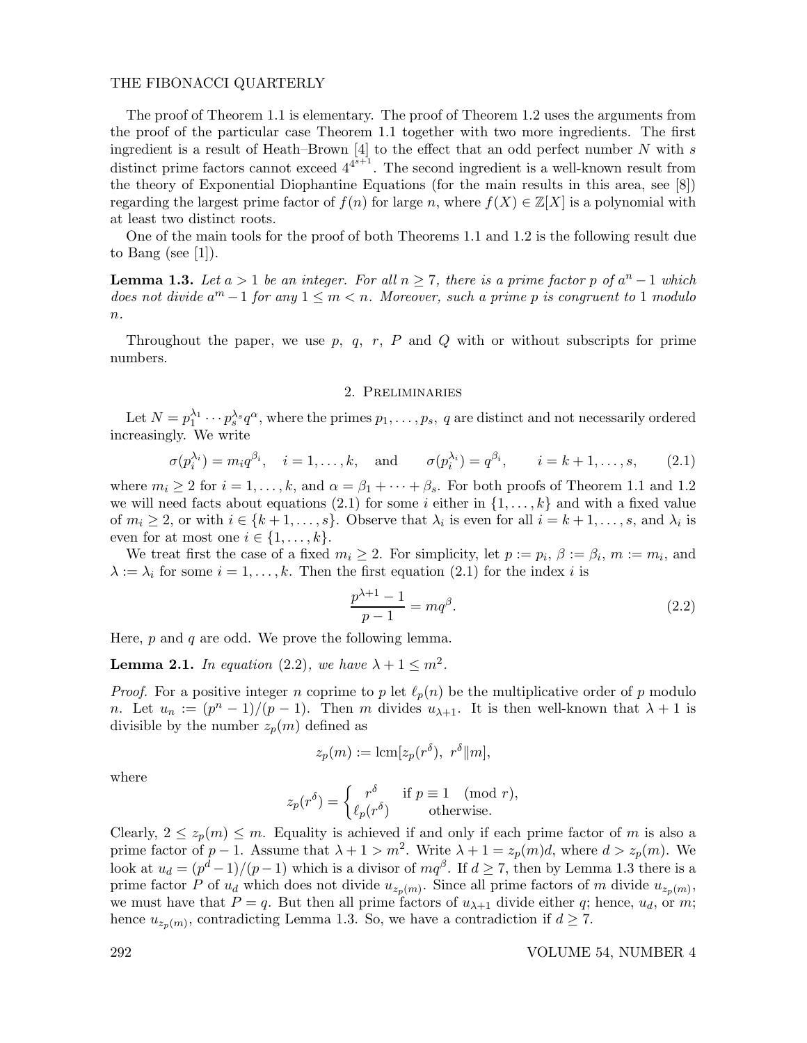The proof of Theorem 1.1 is elementary. The proof of Theorem 1.2 uses the arguments from the proof of the particular case Theorem 1.1 together with two more ingredients. The first ingredient is a result of Heath–Brown [4] to the effect that an odd perfect number $N$ with $s$ distinct prime factors cannot exceed $4^{4^{s+1}}$. The second ingredient is a well-known result from the theory of Exponential Diophantine Equations (for the main results in this area, see [8]) regarding the largest prime factor of $f(n)$ for large $n$, where $f(X) \in \mathbb{Z}[X]$ is a polynomial with at least two distinct roots.

One of the main tools for the proof of both Theorems 1.1 and 1.2 is the following result due to Bang (see [1]).

**Lemma 1.3.** *Let $a > 1$ be an integer. For all $n \geq 7$, there is a prime factor $p$ of $a^n - 1$ which does not divide $a^m - 1$ for any $1 \leq m < n$. Moreover, such a prime $p$ is congruent to 1 modulo $n$.*

Throughout the paper, we use $p$, $q$, $r$, $P$ and $Q$ with or without subscripts for prime numbers.

## 2. Preliminaries

Let $N = p_1^{\lambda_1} \cdots p_s^{\lambda_s} q^{\alpha}$, where the primes $p_1, \ldots, p_s$, $q$ are distinct and not necessarily ordered increasingly. We write

$$\sigma(p_i^{\lambda_i}) = m_i q^{\beta_i}, \quad i = 1, \ldots, k, \quad \text{and} \qquad \sigma(p_i^{\lambda_i}) = q^{\beta_i}, \qquad i = k+1, \ldots, s, \tag{2.1}$$

where $m_i \geq 2$ for $i = 1, \ldots, k$, and $\alpha = \beta_1 + \cdots + \beta_s$. For both proofs of Theorem 1.1 and 1.2 we will need facts about equations (2.1) for some $i$ either in $\{1, \ldots, k\}$ and with a fixed value of $m_i \geq 2$, or with $i \in \{k+1, \ldots, s\}$. Observe that $\lambda_i$ is even for all $i = k+1, \ldots, s$, and $\lambda_i$ is even for at most one $i \in \{1, \ldots, k\}$.

We treat first the case of a fixed $m_i \geq 2$. For simplicity, let $p := p_i$, $\beta := \beta_i$, $m := m_i$, and $\lambda := \lambda_i$ for some $i = 1, \ldots, k$. Then the first equation (2.1) for the index $i$ is

$$\frac{p^{\lambda+1} - 1}{p - 1} = m q^{\beta}. \tag{2.2}$$

Here, $p$ and $q$ are odd. We prove the following lemma.

**Lemma 2.1.** *In equation* (2.2), *we have $\lambda + 1 \leq m^2$.*

*Proof.* For a positive integer $n$ coprime to $p$ let $\ell_p(n)$ be the multiplicative order of $p$ modulo $n$. Let $u_n := (p^n - 1)/(p-1)$. Then $m$ divides $u_{\lambda+1}$. It is then well-known that $\lambda + 1$ is divisible by the number $z_p(m)$ defined as

$$z_p(m) := \operatorname{lcm}[z_p(r^{\delta}),\ r^{\delta} \| m],$$

where

$$z_p(r^{\delta}) = \begin{cases} r^{\delta} & \text{if } p \equiv 1 \pmod r, \\ \ell_p(r^{\delta}) & \text{otherwise.} \end{cases}$$

Clearly, $2 \leq z_p(m) \leq m$. Equality is achieved if and only if each prime factor of $m$ is also a prime factor of $p - 1$. Assume that $\lambda + 1 > m^2$. Write $\lambda + 1 = z_p(m) d$, where $d > z_p(m)$. We look at $u_d = (p^d - 1)/(p-1)$ which is a divisor of $mq^{\beta}$. If $d \geq 7$, then by Lemma 1.3 there is a prime factor $P$ of $u_d$ which does not divide $u_{z_p(m)}$. Since all prime factors of $m$ divide $u_{z_p(m)}$, we must have that $P = q$. But then all prime factors of $u_{\lambda+1}$ divide either $q$; hence, $u_d$, or $m$; hence $u_{z_p(m)}$, contradicting Lemma 1.3. So, we have a contradiction if $d \geq 7$.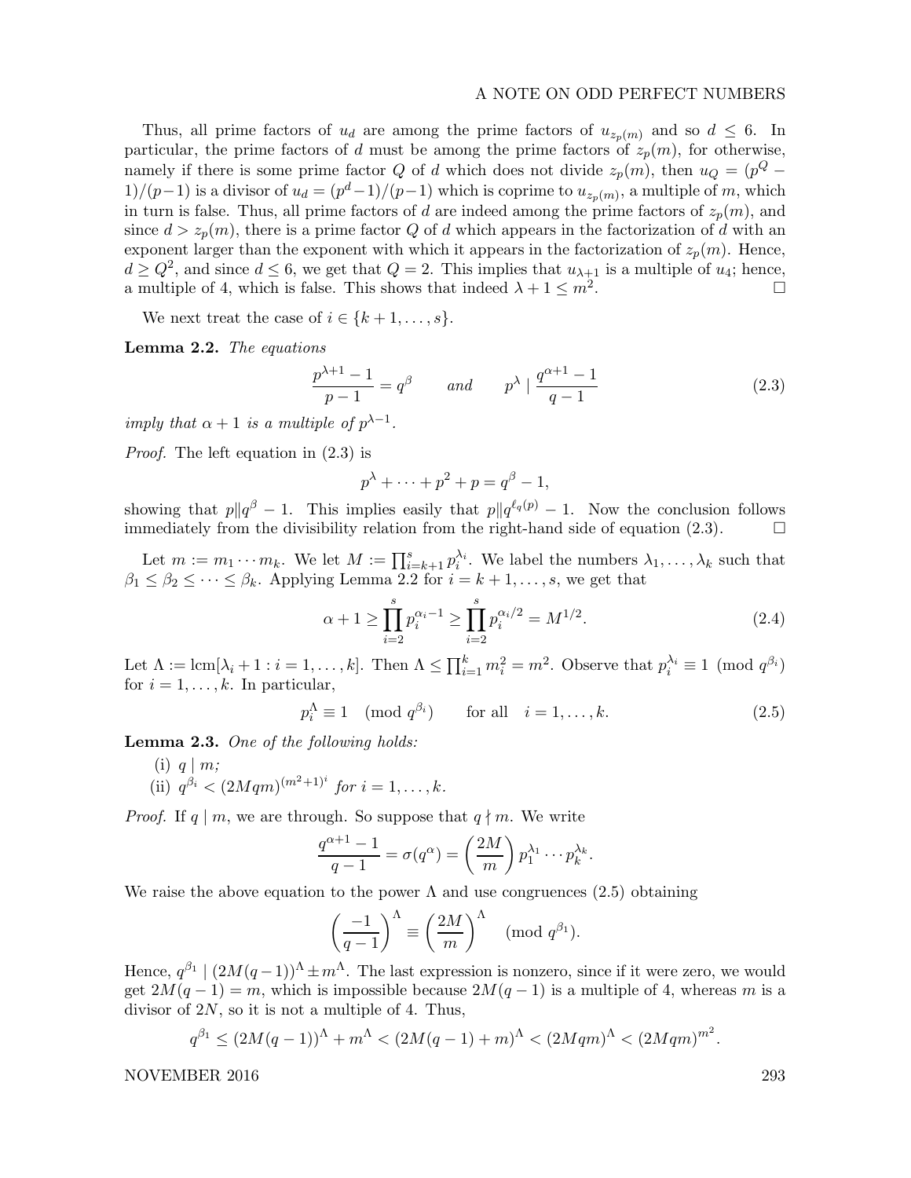Thus, all prime factors of $u_d$ are among the prime factors of $u_{z_p(m)}$ and so $d \leq 6$. In particular, the prime factors of $d$ must be among the prime factors of $z_p(m)$, for otherwise, namely if there is some prime factor $Q$ of $d$ which does not divide $z_p(m)$, then $u_Q = (p^Q - 1)/(p-1)$ is a divisor of $u_d = (p^d - 1)/(p-1)$ which is coprime to $u_{z_p(m)}$, a multiple of $m$, which in turn is false. Thus, all prime factors of $d$ are indeed among the prime factors of $z_p(m)$, and since $d > z_p(m)$, there is a prime factor $Q$ of $d$ which appears in the factorization of $d$ with an exponent larger than the exponent with which it appears in the factorization of $z_p(m)$. Hence, $d \geq Q^2$, and since $d \leq 6$, we get that $Q = 2$. This implies that $u_{\lambda+1}$ is a multiple of $u_4$; hence, a multiple of 4, which is false. This shows that indeed $\lambda + 1 \leq m^2$. □

We next treat the case of $i \in \{k+1, \ldots, s\}$.

**Lemma 2.2.** *The equations*

$$\frac{p^{\lambda+1} - 1}{p - 1} = q^{\beta} \qquad \text{and} \qquad p^{\lambda} \mid \frac{q^{\alpha+1} - 1}{q - 1} \tag{2.3}$$

*imply that $\alpha + 1$ is a multiple of $p^{\lambda-1}$.*

*Proof.* The left equation in (2.3) is

$$p^{\lambda} + \cdots + p^2 + p = q^{\beta} - 1,$$

showing that $p \| q^{\beta} - 1$. This implies easily that $p \| q^{\ell_q(p)} - 1$. Now the conclusion follows immediately from the divisibility relation from the right-hand side of equation (2.3). □

Let $m := m_1 \cdots m_k$. We let $M := \prod_{i=k+1}^{s} p_i^{\lambda_i}$. We label the numbers $\lambda_1, \ldots, \lambda_k$ such that $\beta_1 \leq \beta_2 \leq \cdots \leq \beta_k$. Applying Lemma 2.2 for $i = k+1, \ldots, s$, we get that

$$\alpha + 1 \geq \prod_{i=2}^{s} p_i^{\alpha_i - 1} \geq \prod_{i=2}^{s} p_i^{\alpha_i/2} = M^{1/2}. \tag{2.4}$$

Let $\Lambda := \text{lcm}[\lambda_i + 1 : i = 1, \ldots, k]$. Then $\Lambda \leq \prod_{i=1}^{k} m_i^2 = m^2$. Observe that $p_i^{\lambda_i} \equiv 1 \pmod{q^{\beta_i}}$ for $i = 1, \ldots, k$. In particular,

$$p_i^{\Lambda} \equiv 1 \pmod{q^{\beta_i}} \qquad \text{for all} \quad i = 1, \ldots, k. \tag{2.5}$$

**Lemma 2.3.** *One of the following holds:*

(i) $q \mid m$;

(ii) $q^{\beta_i} < (2Mqm)^{(m^2+1)^i}$ *for* $i = 1, \ldots, k$.

*Proof.* If $q \mid m$, we are through. So suppose that $q \nmid m$. We write

$$\frac{q^{\alpha+1} - 1}{q - 1} = \sigma(q^{\alpha}) = \left(\frac{2M}{m}\right) p_1^{\lambda_1} \cdots p_k^{\lambda_k}.$$

We raise the above equation to the power $\Lambda$ and use congruences (2.5) obtaining

$$\left(\frac{-1}{q-1}\right)^{\Lambda} \equiv \left(\frac{2M}{m}\right)^{\Lambda} \pmod{q^{\beta_1}}.$$

Hence, $q^{\beta_1} \mid (2M(q-1))^{\Lambda} \pm m^{\Lambda}$. The last expression is nonzero, since if it were zero, we would get $2M(q-1) = m$, which is impossible because $2M(q-1)$ is a multiple of 4, whereas $m$ is a divisor of $2N$, so it is not a multiple of 4. Thus,

$$q^{\beta_1} \leq (2M(q-1))^{\Lambda} + m^{\Lambda} < (2M(q-1) + m)^{\Lambda} < (2Mqm)^{\Lambda} < (2Mqm)^{m^2}.$$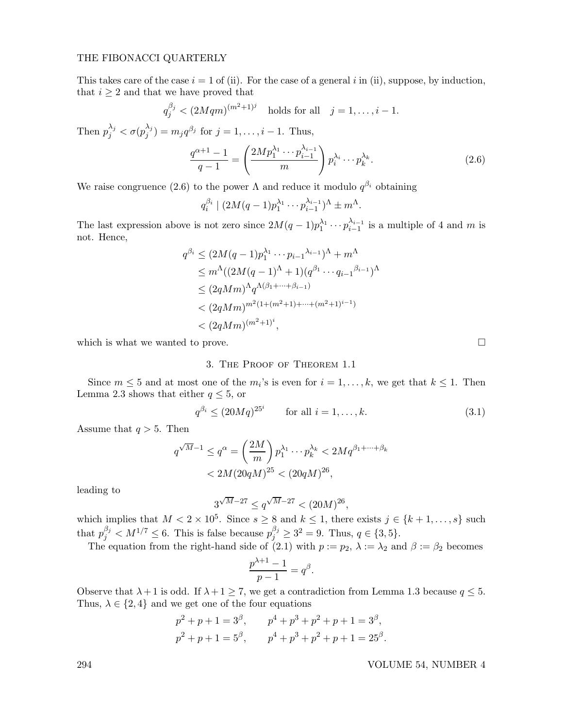This takes care of the case $i = 1$ of (ii). For the case of a general $i$ in (ii), suppose, by induction, that $i \geq 2$ and that we have proved that

$$q_j^{\beta_j} < (2Mqm)^{(m^2+1)^j} \quad \text{holds for all} \quad j = 1, \ldots, i-1.$$

Then $p_j^{\lambda_j} < \sigma(p_j^{\lambda_j}) = m_j q^{\beta_j}$ for $j = 1, \ldots, i-1$. Thus,

$$\frac{q^{\alpha+1} - 1}{q - 1} = \left( \frac{2M p_1^{\lambda_1} \cdots p_{i-1}^{\lambda_{i-1}}}{m} \right) p_i^{\lambda_i} \cdots p_k^{\lambda_k}. \tag{2.6}$$

We raise congruence (2.6) to the power $\Lambda$ and reduce it modulo $q^{\beta_i}$ obtaining

$$q_i^{\beta_i} \mid (2M(q-1)p_1^{\lambda_1} \cdots p_{i-1}^{\lambda_{i-1}})^{\Lambda} \pm m^{\Lambda}.$$

The last expression above is not zero since $2M(q-1)p_1^{\lambda_1} \cdots p_{i-1}^{\lambda_{i-1}}$ is a multiple of 4 and $m$ is not. Hence,

$$\begin{aligned}
q^{\beta_i} &\leq (2M(q-1)p_1^{\lambda_1} \cdots {p_{i-1}}^{\lambda_{i-1}})^{\Lambda} + m^{\Lambda} \\
&\leq m^{\Lambda}((2M(q-1)^{\Lambda} + 1)(q^{\beta_1} \cdots {q_{i-1}}^{\beta_{i-1}})^{\Lambda} \\
&\leq (2qMm)^{\Lambda} q^{\Lambda(\beta_1 + \cdots + \beta_{i-1})} \\
&< (2qMm)^{m^2(1 + (m^2+1) + \cdots + (m^2+1)^{i-1})} \\
&< (2qMm)^{(m^2+1)^i},
\end{aligned}$$

which is what we wanted to prove. $\square$

## 3. The Proof of Theorem 1.1

Since $m \leq 5$ and at most one of the $m_i$'s is even for $i = 1, \ldots, k$, we get that $k \leq 1$. Then Lemma 2.3 shows that either $q \leq 5$, or

$$q^{\beta_i} \leq (20Mq)^{25^i} \qquad \text{for all } i = 1, \ldots, k. \tag{3.1}$$

Assume that $q > 5$. Then

$$\begin{aligned}
q^{\sqrt{M}-1} \leq q^{\alpha} &= \left( \frac{2M}{m} \right) p_1^{\lambda_1} \cdots p_k^{\lambda_k} < 2M q^{\beta_1 + \cdots + \beta_k} \\
&< 2M(20qM)^{25} < (20qM)^{26},
\end{aligned}$$

leading to

$$3^{\sqrt{M}-27} \leq q^{\sqrt{M}-27} < (20M)^{26},$$

which implies that $M < 2 \times 10^5$. Since $s \geq 8$ and $k \leq 1$, there exists $j \in \{k+1, \ldots, s\}$ such that $p_j^{\beta_j} < M^{1/7} \leq 6$. This is false because $p_j^{\beta_j} \geq 3^2 = 9$. Thus, $q \in \{3, 5\}$.

The equation from the right-hand side of (2.1) with $p := p_2$, $\lambda := \lambda_2$ and $\beta := \beta_2$ becomes

$$\frac{p^{\lambda+1} - 1}{p - 1} = q^{\beta}.$$

Observe that $\lambda + 1$ is odd. If $\lambda + 1 \geq 7$, we get a contradiction from Lemma 1.3 because $q \leq 5$. Thus, $\lambda \in \{2, 4\}$ and we get one of the four equations

$$\begin{aligned}
p^2 + p + 1 &= 3^{\beta}, \qquad & p^4 + p^3 + p^2 + p + 1 &= 3^{\beta}, \\
p^2 + p + 1 &= 5^{\beta}, \qquad & p^4 + p^3 + p^2 + p + 1 &= 25^{\beta}.
\end{aligned}$$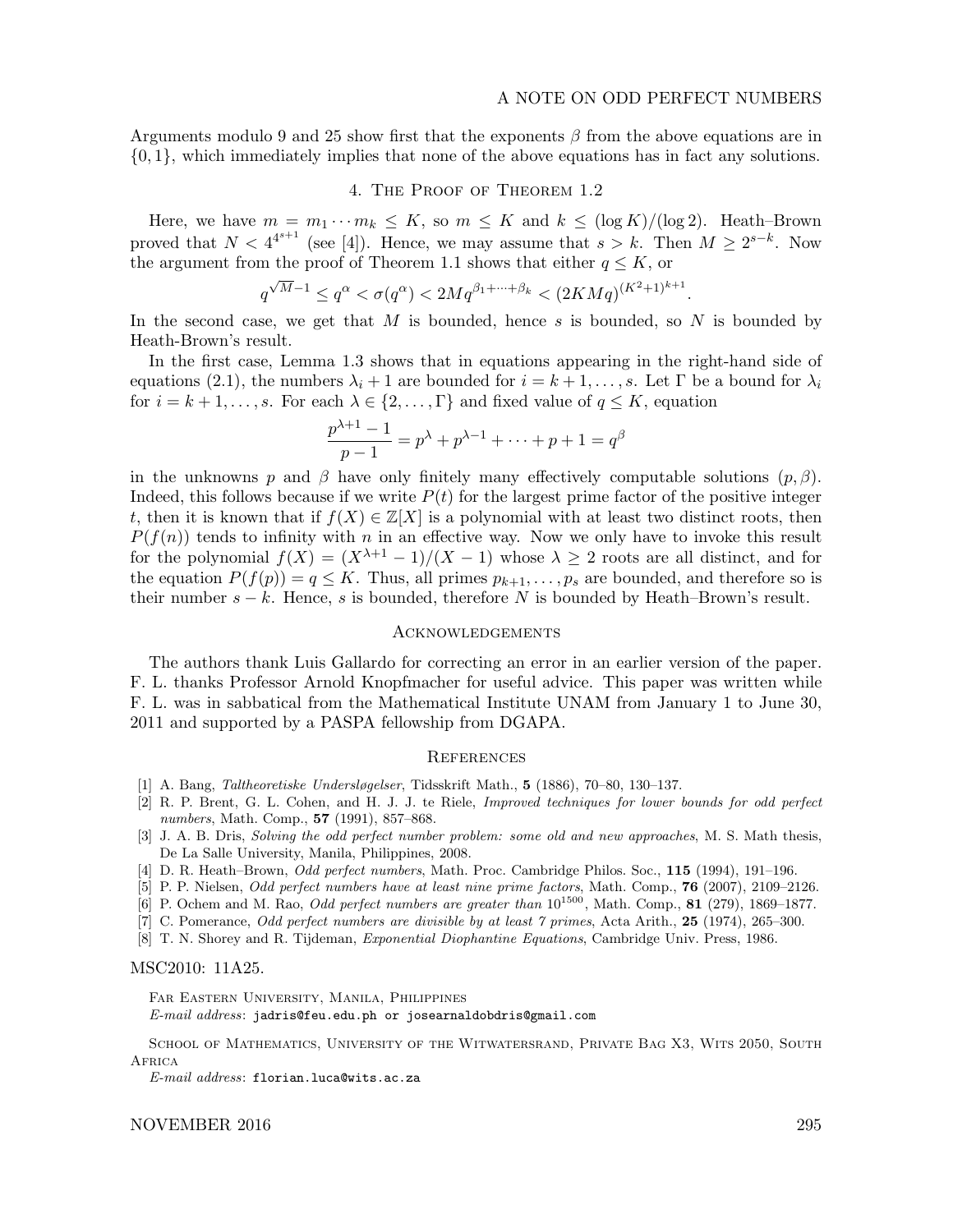Arguments modulo 9 and 25 show first that the exponents $\beta$ from the above equations are in $\{0, 1\}$, which immediately implies that none of the above equations has in fact any solutions.

## 4. The Proof of Theorem 1.2

Here, we have $m = m_1 \cdots m_k \le K$, so $m \le K$ and $k \le (\log K)/(\log 2)$. Heath–Brown proved that $N < 4^{4^{s+1}}$ (see [4]). Hence, we may assume that $s > k$. Then $M \ge 2^{s-k}$. Now the argument from the proof of Theorem 1.1 shows that either $q \le K$, or

$$q^{\sqrt{M}-1} \le q^{\alpha} < \sigma(q^{\alpha}) < 2Mq^{\beta_1 + \cdots + \beta_k} < (2KMq)^{(K^2+1)^{k+1}}.$$

In the second case, we get that $M$ is bounded, hence $s$ is bounded, so $N$ is bounded by Heath-Brown's result.

In the first case, Lemma 1.3 shows that in equations appearing in the right-hand side of equations (2.1), the numbers $\lambda_i + 1$ are bounded for $i = k+1, \ldots, s$. Let $\Gamma$ be a bound for $\lambda_i$ for $i = k+1, \ldots, s$. For each $\lambda \in \{2, \ldots, \Gamma\}$ and fixed value of $q \le K$, equation

$$\frac{p^{\lambda+1} - 1}{p - 1} = p^{\lambda} + p^{\lambda-1} + \cdots + p + 1 = q^{\beta}$$

in the unknowns $p$ and $\beta$ have only finitely many effectively computable solutions $(p, \beta)$. Indeed, this follows because if we write $P(t)$ for the largest prime factor of the positive integer $t$, then it is known that if $f(X) \in \mathbb{Z}[X]$ is a polynomial with at least two distinct roots, then $P(f(n))$ tends to infinity with $n$ in an effective way. Now we only have to invoke this result for the polynomial $f(X) = (X^{\lambda+1} - 1)/(X - 1)$ whose $\lambda \ge 2$ roots are all distinct, and for the equation $P(f(p)) = q \le K$. Thus, all primes $p_{k+1}, \ldots, p_s$ are bounded, and therefore so is their number $s - k$. Hence, $s$ is bounded, therefore $N$ is bounded by Heath–Brown's result.

## Acknowledgements

The authors thank Luis Gallardo for correcting an error in an earlier version of the paper. F. L. thanks Professor Arnold Knopfmacher for useful advice. This paper was written while F. L. was in sabbatical from the Mathematical Institute UNAM from January 1 to June 30, 2011 and supported by a PASPA fellowship from DGAPA.

## References

- [1] A. Bang, *Taltheoretiske Undersløgelser*, Tidsskrift Math., **5** (1886), 70–80, 130–137.
- [2] R. P. Brent, G. L. Cohen, and H. J. J. te Riele, *Improved techniques for lower bounds for odd perfect numbers*, Math. Comp., **57** (1991), 857–868.
- [3] J. A. B. Dris, *Solving the odd perfect number problem: some old and new approaches*, M. S. Math thesis, De La Salle University, Manila, Philippines, 2008.
- [4] D. R. Heath–Brown, *Odd perfect numbers*, Math. Proc. Cambridge Philos. Soc., **115** (1994), 191–196.
- [5] P. P. Nielsen, *Odd perfect numbers have at least nine prime factors*, Math. Comp., **76** (2007), 2109–2126.
- [6] P. Ochem and M. Rao, *Odd perfect numbers are greater than* $10^{1500}$, Math. Comp., **81** (279), 1869–1877.
- [7] C. Pomerance, *Odd perfect numbers are divisible by at least 7 primes*, Acta Arith., **25** (1974), 265–300.
- [8] T. N. Shorey and R. Tijdeman, *Exponential Diophantine Equations*, Cambridge Univ. Press, 1986.

MSC2010: 11A25.

Far Eastern University, Manila, Philippines
*E-mail address*: jadris@feu.edu.ph or josearnaldobdris@gmail.com

School of Mathematics, University of the Witwatersrand, Private Bag X3, Wits 2050, South Africa
*E-mail address*: florian.luca@wits.ac.za